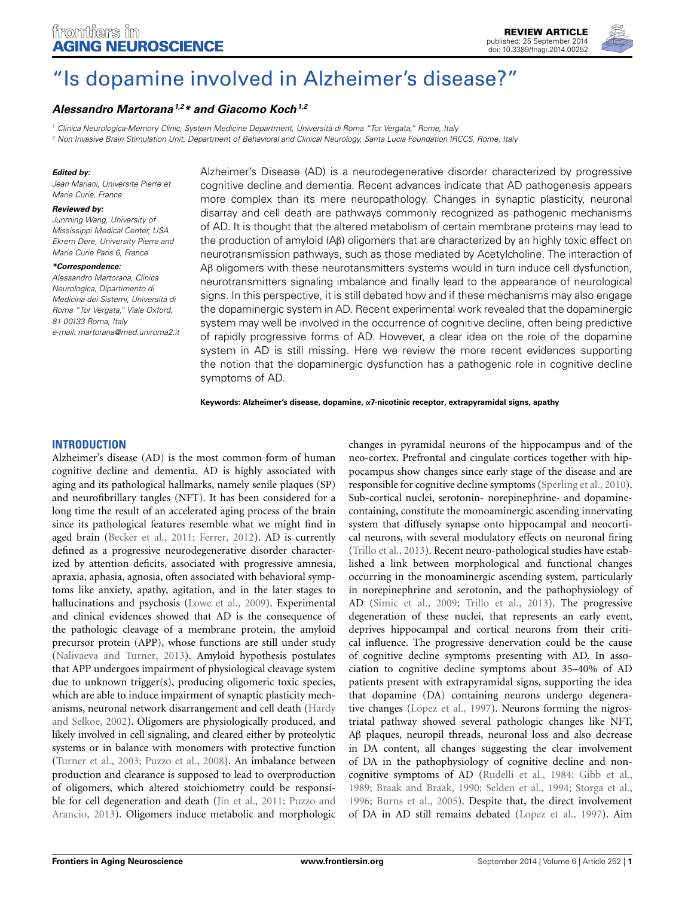REVIEW ARTICLE
published: 25 September 2014
doi: 10.3389/fnagi.2014.00252

# "Is dopamine involved in Alzheimer's disease?"

***Alessandro Martorana[1,2]\* and Giacomo Koch[1,2]***

[1] *Clinica Neurologica-Memory Clinic, System Medicine Department, Università di Roma "Tor Vergata," Rome, Italy*
[2] *Non Invasive Brain Stimulation Unit, Department of Behavioral and Clinical Neurology, Santa Lucia Foundation IRCCS, Rome, Italy*

***Edited by:***
*Jean Mariani, Universite Pierre et Marie Curie, France*

***Reviewed by:***
*Junming Wang, University of Mississippi Medical Center, USA*
*Ekrem Dere, University Pierre and Marie Curie Paris 6, France*

***\*Correspondence:***
*Alessandro Martorana, Clinica Neurologica, Dipartimento di Medicina dei Sistemi, Università di Roma "Tor Vergata," Viale Oxford, 81 00133 Roma, Italy*
*e-mail: martorana@med.uniroma2.it*

Alzheimer's Disease (AD) is a neurodegenerative disorder characterized by progressive cognitive decline and dementia. Recent advances indicate that AD pathogenesis appears more complex than its mere neuropathology. Changes in synaptic plasticity, neuronal disarray and cell death are pathways commonly recognized as pathogenic mechanisms of AD. It is thought that the altered metabolism of certain membrane proteins may lead to the production of amyloid (Aβ) oligomers that are characterized by an highly toxic effect on neurotransmission pathways, such as those mediated by Acetylcholine. The interaction of Aβ oligomers with these neurotansmitters systems would in turn induce cell dysfunction, neurotransmitters signaling imbalance and finally lead to the appearance of neurological signs. In this perspective, it is still debated how and if these mechanisms may also engage the dopaminergic system in AD. Recent experimental work revealed that the dopaminergic system may well be involved in the occurrence of cognitive decline, often being predictive of rapidly progressive forms of AD. However, a clear idea on the role of the dopamine system in AD is still missing. Here we review the more recent evidences supporting the notion that the dopaminergic dysfunction has a pathogenic role in cognitive decline symptoms of AD.

**Keywords: Alzheimer's disease, dopamine, α7-nicotinic receptor, extrapyramidal signs, apathy**

## INTRODUCTION

Alzheimer's disease (AD) is the most common form of human cognitive decline and dementia. AD is highly associated with aging and its pathological hallmarks, namely senile plaques (SP) and neurofibrillary tangles (NFT). It has been considered for a long time the result of an accelerated aging process of the brain since its pathological features resemble what we might find in aged brain (Becker et al., 2011; Ferrer, 2012). AD is currently defined as a progressive neurodegenerative disorder characterized by attention deficits, associated with progressive amnesia, apraxia, aphasia, agnosia, often associated with behavioral symptoms like anxiety, apathy, agitation, and in the later stages to hallucinations and psychosis (Lowe et al., 2009). Experimental and clinical evidences showed that AD is the consequence of the pathologic cleavage of a membrane protein, the amyloid precursor protein (APP), whose functions are still under study (Nalivaeva and Turner, 2013). Amyloid hypothesis postulates that APP undergoes impairment of physiological cleavage system due to unknown trigger(s), producing oligomeric toxic species, which are able to induce impairment of synaptic plasticity mechanisms, neuronal network disarrangement and cell death (Hardy and Selkoe, 2002). Oligomers are physiologically produced, and likely involved in cell signaling, and cleared either by proteolytic systems or in balance with monomers with protective function (Turner et al., 2003; Puzzo et al., 2008). An imbalance between production and clearance is supposed to lead to overproduction of oligomers, which altered stoichiometry could be responsible for cell degeneration and death (Jin et al., 2011; Puzzo and Arancio, 2013). Oligomers induce metabolic and morphologic changes in pyramidal neurons of the hippocampus and of the neo-cortex. Prefrontal and cingulate cortices together with hippocampus show changes since early stage of the disease and are responsible for cognitive decline symptoms (Sperling et al., 2010). Sub-cortical nuclei, serotonin- norepinephrine- and dopamine-containing, constitute the monoaminergic ascending innervating system that diffusely synapse onto hippocampal and neocortical neurons, with several modulatory effects on neuronal firing (Trillo et al., 2013). Recent neuro-pathological studies have established a link between morphological and functional changes occurring in the monoaminergic ascending system, particularly in norepinephrine and serotonin, and the pathophysiology of AD (Simic et al., 2009; Trillo et al., 2013). The progressive degeneration of these nuclei, that represents an early event, deprives hippocampal and cortical neurons from their critical influence. The progressive denervation could be the cause of cognitive decline symptoms presenting with AD. In association to cognitive decline symptoms about 35–40% of AD patients present with extrapyramidal signs, supporting the idea that dopamine (DA) containing neurons undergo degenerative changes (Lopez et al., 1997). Neurons forming the nigrostriatal pathway showed several pathologic changes like NFT, Aβ plaques, neuropil threads, neuronal loss and also decrease in DA content, all changes suggesting the clear involvement of DA in the pathophysiology of cognitive decline and non-cognitive symptoms of AD (Rudelli et al., 1984; Gibb et al., 1989; Braak and Braak, 1990; Selden et al., 1994; Storga et al., 1996; Burns et al., 2005). Despite that, the direct involvement of DA in AD still remains debated (Lopez et al., 1997). Aim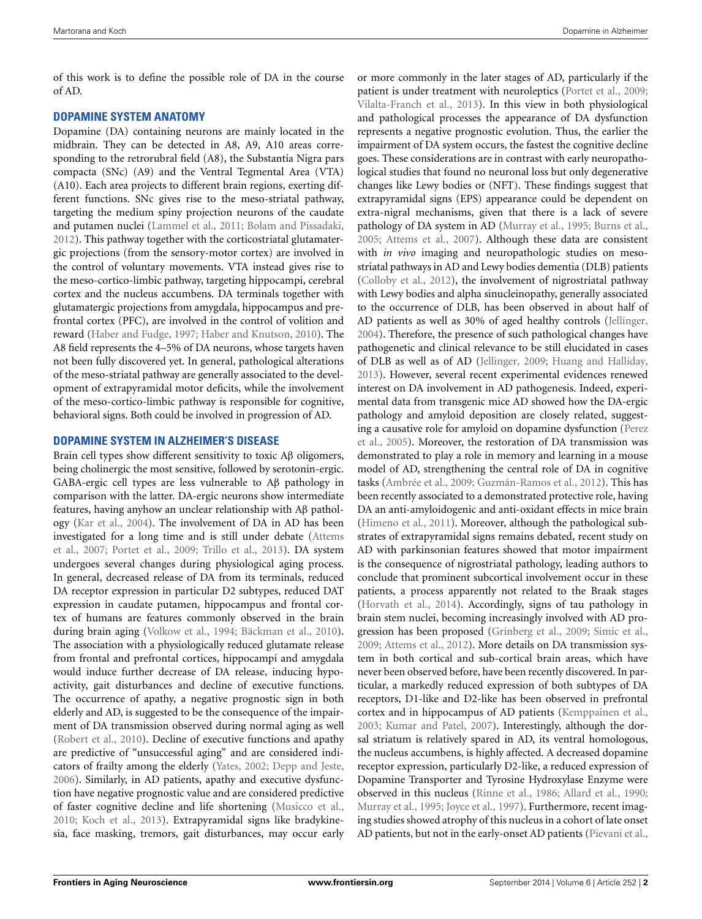of this work is to define the possible role of DA in the course of AD.

## DOPAMINE SYSTEM ANATOMY

Dopamine (DA) containing neurons are mainly located in the midbrain. They can be detected in A8, A9, A10 areas corresponding to the retrorubral field (A8), the Substantia Nigra pars compacta (SNc) (A9) and the Ventral Tegmental Area (VTA) (A10). Each area projects to different brain regions, exerting different functions. SNc gives rise to the meso-striatal pathway, targeting the medium spiny projection neurons of the caudate and putamen nuclei (Lammel et al., 2011; Bolam and Pissadaki, 2012). This pathway together with the corticostriatal glutamatergic projections (from the sensory-motor cortex) are involved in the control of voluntary movements. VTA instead gives rise to the meso-cortico-limbic pathway, targeting hippocampi, cerebral cortex and the nucleus accumbens. DA terminals together with glutamatergic projections from amygdala, hippocampus and prefrontal cortex (PFC), are involved in the control of volition and reward (Haber and Fudge, 1997; Haber and Knutson, 2010). The A8 field represents the 4–5% of DA neurons, whose targets haven not been fully discovered yet. In general, pathological alterations of the meso-striatal pathway are generally associated to the development of extrapyramidal motor deficits, while the involvement of the meso-cortico-limbic pathway is responsible for cognitive, behavioral signs. Both could be involved in progression of AD.

## DOPAMINE SYSTEM IN ALZHEIMER'S DISEASE

Brain cell types show different sensitivity to toxic Aβ oligomers, being cholinergic the most sensitive, followed by serotonin-ergic. GABA-ergic cell types are less vulnerable to Aβ pathology in comparison with the latter. DA-ergic neurons show intermediate features, having anyhow an unclear relationship with Aβ pathology (Kar et al., 2004). The involvement of DA in AD has been investigated for a long time and is still under debate (Attems et al., 2007; Portet et al., 2009; Trillo et al., 2013). DA system undergoes several changes during physiological aging process. In general, decreased release of DA from its terminals, reduced DA receptor expression in particular D2 subtypes, reduced DAT expression in caudate putamen, hippocampus and frontal cortex of humans are features commonly observed in the brain during brain aging (Volkow et al., 1994; Bäckman et al., 2010). The association with a physiologically reduced glutamate release from frontal and prefrontal cortices, hippocampi and amygdala would induce further decrease of DA release, inducing hypoactivity, gait disturbances and decline of executive functions. The occurrence of apathy, a negative prognostic sign in both elderly and AD, is suggested to be the consequence of the impairment of DA transmission observed during normal aging as well (Robert et al., 2010). Decline of executive functions and apathy are predictive of "unsuccessful aging" and are considered indicators of frailty among the elderly (Yates, 2002; Depp and Jeste, 2006). Similarly, in AD patients, apathy and executive dysfunction have negative prognostic value and are considered predictive of faster cognitive decline and life shortening (Musicco et al., 2010; Koch et al., 2013). Extrapyramidal signs like bradykinesia, face masking, tremors, gait disturbances, may occur early or more commonly in the later stages of AD, particularly if the patient is under treatment with neuroleptics (Portet et al., 2009; Vilalta-Franch et al., 2013). In this view in both physiological and pathological processes the appearance of DA dysfunction represents a negative prognostic evolution. Thus, the earlier the impairment of DA system occurs, the fastest the cognitive decline goes. These considerations are in contrast with early neuropathological studies that found no neuronal loss but only degenerative changes like Lewy bodies or (NFT). These findings suggest that extrapyramidal signs (EPS) appearance could be dependent on extra-nigral mechanisms, given that there is a lack of severe pathology of DA system in AD (Murray et al., 1995; Burns et al., 2005; Attems et al., 2007). Although these data are consistent with *in vivo* imaging and neuropathologic studies on meso-striatal pathways in AD and Lewy bodies dementia (DLB) patients (Colloby et al., 2012), the involvement of nigrostriatal pathway with Lewy bodies and alpha sinucleinopathy, generally associated to the occurrence of DLB, has been observed in about half of AD patients as well as 30% of aged healthy controls (Jellinger, 2004). Therefore, the presence of such pathological changes have pathogenetic and clinical relevance to be still elucidated in cases of DLB as well as of AD (Jellinger, 2009; Huang and Halliday, 2013). However, several recent experimental evidences renewed interest on DA involvement in AD pathogenesis. Indeed, experimental data from transgenic mice AD showed how the DA-ergic pathology and amyloid deposition are closely related, suggesting a causative role for amyloid on dopamine dysfunction (Perez et al., 2005). Moreover, the restoration of DA transmission was demonstrated to play a role in memory and learning in a mouse model of AD, strengthening the central role of DA in cognitive tasks (Ambrée et al., 2009; Guzmán-Ramos et al., 2012). This has been recently associated to a demonstrated protective role, having DA an anti-amyloidogenic and anti-oxidant effects in mice brain (Himeno et al., 2011). Moreover, although the pathological substrates of extrapyramidal signs remains debated, recent study on AD with parkinsonian features showed that motor impairment is the consequence of nigrostriatal pathology, leading authors to conclude that prominent subcortical involvement occur in these patients, a process apparently not related to the Braak stages (Horvath et al., 2014). Accordingly, signs of tau pathology in brain stem nuclei, becoming increasingly involved with AD progression has been proposed (Grinberg et al., 2009; Simic et al., 2009; Attems et al., 2012). More details on DA transmission system in both cortical and sub-cortical brain areas, which have never been observed before, have been recently discovered. In particular, a markedly reduced expression of both subtypes of DA receptors, D1-like and D2-like has been observed in prefrontal cortex and in hippocampus of AD patients (Kemppainen et al., 2003; Kumar and Patel, 2007). Interestingly, although the dorsal striatum is relatively spared in AD, its ventral homologous, the nucleus accumbens, is highly affected. A decreased dopamine receptor expression, particularly D2-like, a reduced expression of Dopamine Transporter and Tyrosine Hydroxylase Enzyme were observed in this nucleus (Rinne et al., 1986; Allard et al., 1990; Murray et al., 1995; Joyce et al., 1997). Furthermore, recent imaging studies showed atrophy of this nucleus in a cohort of late onset AD patients, but not in the early-onset AD patients (Pievani et al.,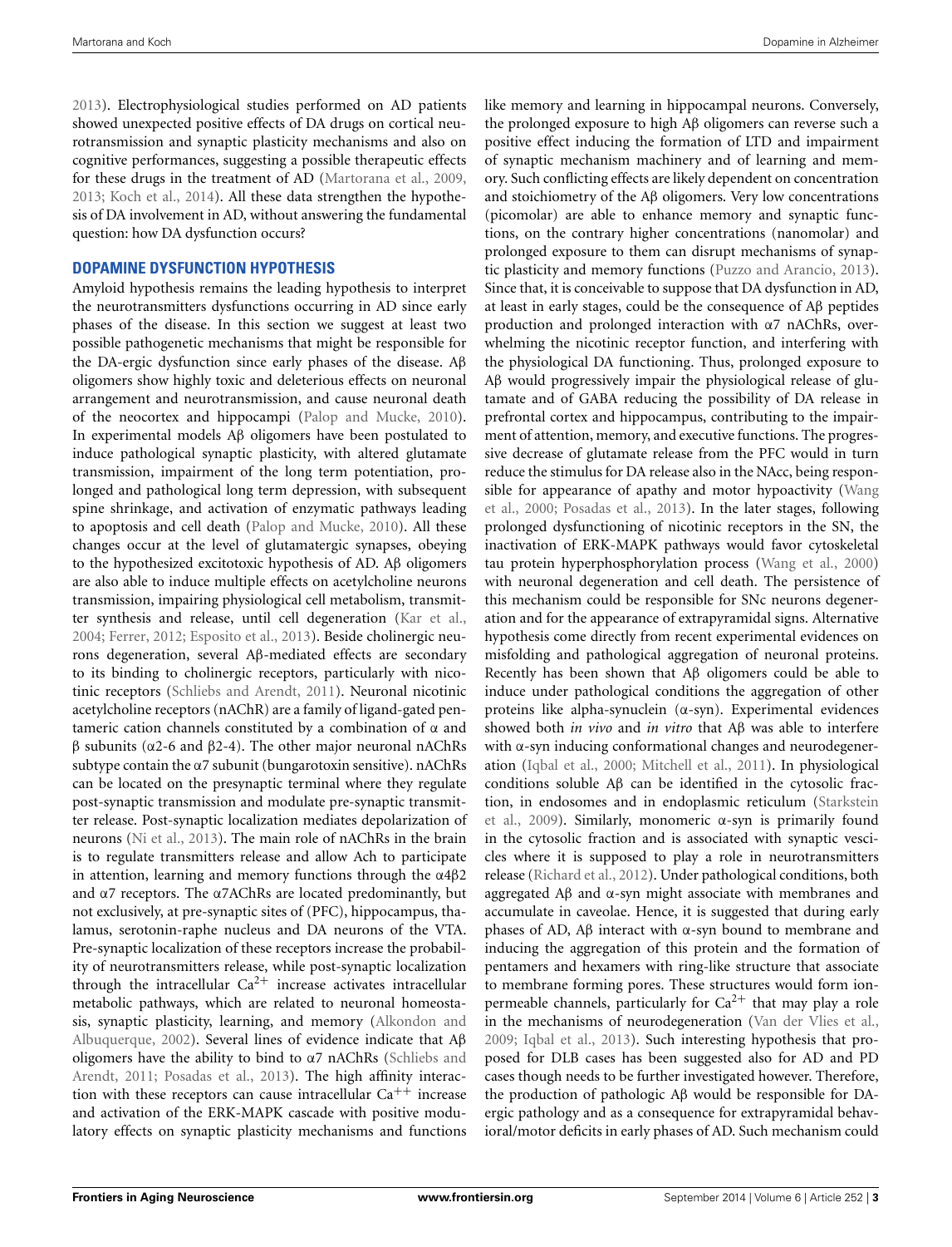2013). Electrophysiological studies performed on AD patients showed unexpected positive effects of DA drugs on cortical neurotransmission and synaptic plasticity mechanisms and also on cognitive performances, suggesting a possible therapeutic effects for these drugs in the treatment of AD (Martorana et al., 2009, 2013; Koch et al., 2014). All these data strengthen the hypothesis of DA involvement in AD, without answering the fundamental question: how DA dysfunction occurs?

## DOPAMINE DYSFUNCTION HYPOTHESIS

Amyloid hypothesis remains the leading hypothesis to interpret the neurotransmitters dysfunctions occurring in AD since early phases of the disease. In this section we suggest at least two possible pathogenetic mechanisms that might be responsible for the DA-ergic dysfunction since early phases of the disease. Aβ oligomers show highly toxic and deleterious effects on neuronal arrangement and neurotransmission, and cause neuronal death of the neocortex and hippocampi (Palop and Mucke, 2010). In experimental models Aβ oligomers have been postulated to induce pathological synaptic plasticity, with altered glutamate transmission, impairment of the long term potentiation, prolonged and pathological long term depression, with subsequent spine shrinkage, and activation of enzymatic pathways leading to apoptosis and cell death (Palop and Mucke, 2010). All these changes occur at the level of glutamatergic synapses, obeying to the hypothesized excitotoxic hypothesis of AD. Aβ oligomers are also able to induce multiple effects on acetylcholine neurons transmission, impairing physiological cell metabolism, transmitter synthesis and release, until cell degeneration (Kar et al., 2004; Ferrer, 2012; Esposito et al., 2013). Beside cholinergic neurons degeneration, several Aβ-mediated effects are secondary to its binding to cholinergic receptors, particularly with nicotinic receptors (Schliebs and Arendt, 2011). Neuronal nicotinic acetylcholine receptors (nAChR) are a family of ligand-gated pentameric cation channels constituted by a combination of α and β subunits (α2-6 and β2-4). The other major neuronal nAChRs subtype contain the α7 subunit (bungarotoxin sensitive). nAChRs can be located on the presynaptic terminal where they regulate post-synaptic transmission and modulate pre-synaptic transmitter release. Post-synaptic localization mediates depolarization of neurons (Ni et al., 2013). The main role of nAChRs in the brain is to regulate transmitters release and allow Ach to participate in attention, learning and memory functions through the α4β2 and α7 receptors. The α7AChRs are located predominantly, but not exclusively, at pre-synaptic sites of (PFC), hippocampus, thalamus, serotonin-raphe nucleus and DA neurons of the VTA. Pre-synaptic localization of these receptors increase the probability of neurotransmitters release, while post-synaptic localization through the intracellular $Ca^{2+}$ increase activates intracellular metabolic pathways, which are related to neuronal homeostasis, synaptic plasticity, learning, and memory (Alkondon and Albuquerque, 2002). Several lines of evidence indicate that Aβ oligomers have the ability to bind to α7 nAChRs (Schliebs and Arendt, 2011; Posadas et al., 2013). The high affinity interaction with these receptors can cause intracellular $Ca^{++}$ increase and activation of the ERK-MAPK cascade with positive modulatory effects on synaptic plasticity mechanisms and functions like memory and learning in hippocampal neurons. Conversely, the prolonged exposure to high Aβ oligomers can reverse such a positive effect inducing the formation of LTD and impairment of synaptic mechanism machinery and of learning and memory. Such conflicting effects are likely dependent on concentration and stoichiometry of the Aβ oligomers. Very low concentrations (picomolar) are able to enhance memory and synaptic functions, on the contrary higher concentrations (nanomolar) and prolonged exposure to them can disrupt mechanisms of synaptic plasticity and memory functions (Puzzo and Arancio, 2013). Since that, it is conceivable to suppose that DA dysfunction in AD, at least in early stages, could be the consequence of Aβ peptides production and prolonged interaction with α7 nAChRs, overwhelming the nicotinic receptor function, and interfering with the physiological DA functioning. Thus, prolonged exposure to Aβ would progressively impair the physiological release of glutamate and of GABA reducing the possibility of DA release in prefrontal cortex and hippocampus, contributing to the impairment of attention, memory, and executive functions. The progressive decrease of glutamate release from the PFC would in turn reduce the stimulus for DA release also in the NAcc, being responsible for appearance of apathy and motor hypoactivity (Wang et al., 2000; Posadas et al., 2013). In the later stages, following prolonged dysfunctioning of nicotinic receptors in the SN, the inactivation of ERK-MAPK pathways would favor cytoskeletal tau protein hyperphosphorylation process (Wang et al., 2000) with neuronal degeneration and cell death. The persistence of this mechanism could be responsible for SNc neurons degeneration and for the appearance of extrapyramidal signs. Alternative hypothesis come directly from recent experimental evidences on misfolding and pathological aggregation of neuronal proteins. Recently has been shown that Aβ oligomers could be able to induce under pathological conditions the aggregation of other proteins like alpha-synuclein (α-syn). Experimental evidences showed both *in vivo* and *in vitro* that Aβ was able to interfere with α-syn inducing conformational changes and neurodegeneration (Iqbal et al., 2000; Mitchell et al., 2011). In physiological conditions soluble Aβ can be identified in the cytosolic fraction, in endosomes and in endoplasmic reticulum (Starkstein et al., 2009). Similarly, monomeric α-syn is primarily found in the cytosolic fraction and is associated with synaptic vescicles where it is supposed to play a role in neurotransmitters release (Richard et al., 2012). Under pathological conditions, both aggregated Aβ and α-syn might associate with membranes and accumulate in caveolae. Hence, it is suggested that during early phases of AD, Aβ interact with α-syn bound to membrane and inducing the aggregation of this protein and the formation of pentamers and hexamers with ring-like structure that associate to membrane forming pores. These structures would form ion-permeable channels, particularly for $Ca^{2+}$ that may play a role in the mechanisms of neurodegeneration (Van der Vlies et al., 2009; Iqbal et al., 2013). Such interesting hypothesis that proposed for DLB cases has been suggested also for AD and PD cases though needs to be further investigated however. Therefore, the production of pathologic Aβ would be responsible for DA-ergic pathology and as a consequence for extrapyramidal behavioral/motor deficits in early phases of AD. Such mechanism could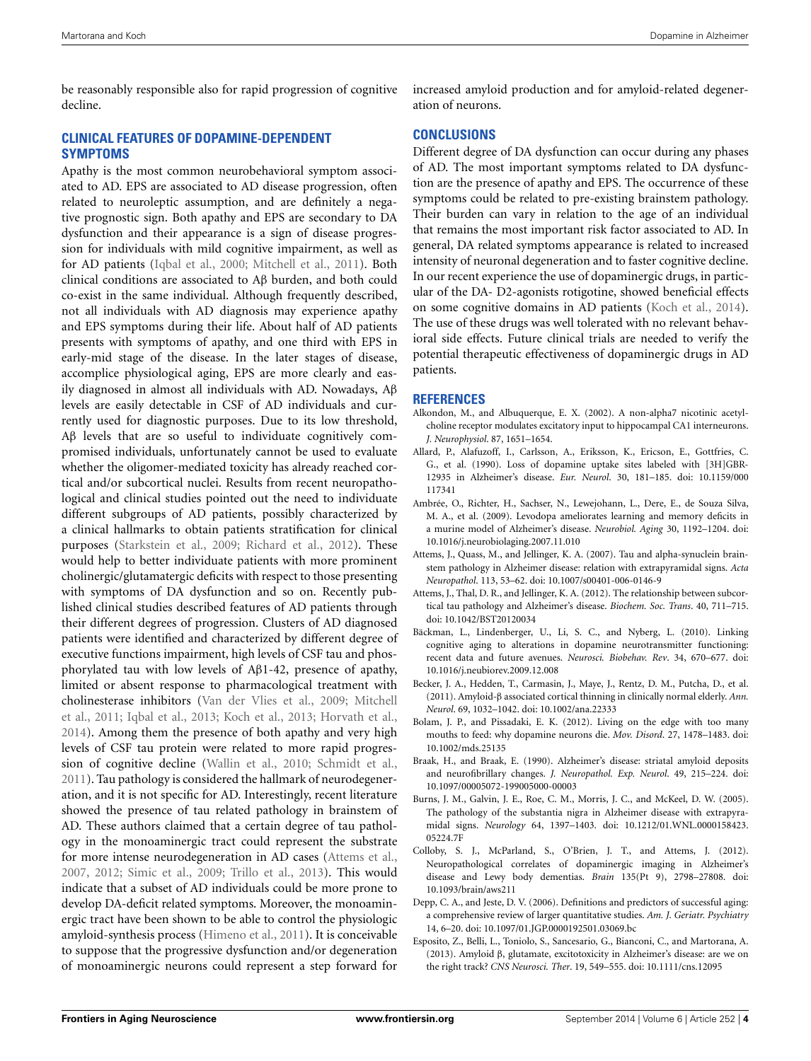be reasonably responsible also for rapid progression of cognitive decline.

## CLINICAL FEATURES OF DOPAMINE-DEPENDENT SYMPTOMS

Apathy is the most common neurobehavioral symptom associated to AD. EPS are associated to AD disease progression, often related to neuroleptic assumption, and are definitely a negative prognostic sign. Both apathy and EPS are secondary to DA dysfunction and their appearance is a sign of disease progression for individuals with mild cognitive impairment, as well as for AD patients (Iqbal et al., 2000; Mitchell et al., 2011). Both clinical conditions are associated to Aβ burden, and both could co-exist in the same individual. Although frequently described, not all individuals with AD diagnosis may experience apathy and EPS symptoms during their life. About half of AD patients presents with symptoms of apathy, and one third with EPS in early-mid stage of the disease. In the later stages of disease, accomplice physiological aging, EPS are more clearly and easily diagnosed in almost all individuals with AD. Nowadays, Aβ levels are easily detectable in CSF of AD individuals and currently used for diagnostic purposes. Due to its low threshold, Aβ levels that are so useful to individuate cognitively compromised individuals, unfortunately cannot be used to evaluate whether the oligomer-mediated toxicity has already reached cortical and/or subcortical nuclei. Results from recent neuropathological and clinical studies pointed out the need to individuate different subgroups of AD patients, possibly characterized by a clinical hallmarks to obtain patients stratification for clinical purposes (Starkstein et al., 2009; Richard et al., 2012). These would help to better individuate patients with more prominent cholinergic/glutamatergic deficits with respect to those presenting with symptoms of DA dysfunction and so on. Recently published clinical studies described features of AD patients through their different degrees of progression. Clusters of AD diagnosed patients were identified and characterized by different degree of executive functions impairment, high levels of CSF tau and phosphorylated tau with low levels of Aβ1-42, presence of apathy, limited or absent response to pharmacological treatment with cholinesterase inhibitors (Van der Vlies et al., 2009; Mitchell et al., 2011; Iqbal et al., 2013; Koch et al., 2013; Horvath et al., 2014). Among them the presence of both apathy and very high levels of CSF tau protein were related to more rapid progression of cognitive decline (Wallin et al., 2010; Schmidt et al., 2011). Tau pathology is considered the hallmark of neurodegeneration, and it is not specific for AD. Interestingly, recent literature showed the presence of tau related pathology in brainstem of AD. These authors claimed that a certain degree of tau pathology in the monoaminergic tract could represent the substrate for more intense neurodegeneration in AD cases (Attems et al., 2007, 2012; Simic et al., 2009; Trillo et al., 2013). This would indicate that a subset of AD individuals could be more prone to develop DA-deficit related symptoms. Moreover, the monoaminergic tract have been shown to be able to control the physiologic amyloid-synthesis process (Himeno et al., 2011). It is conceivable to suppose that the progressive dysfunction and/or degeneration of monoaminergic neurons could represent a step forward for increased amyloid production and for amyloid-related degeneration of neurons.

## CONCLUSIONS

Different degree of DA dysfunction can occur during any phases of AD. The most important symptoms related to DA dysfunction are the presence of apathy and EPS. The occurrence of these symptoms could be related to pre-existing brainstem pathology. Their burden can vary in relation to the age of an individual that remains the most important risk factor associated to AD. In general, DA related symptoms appearance is related to increased intensity of neuronal degeneration and to faster cognitive decline. In our recent experience the use of dopaminergic drugs, in particular of the DA- D2-agonists rotigotine, showed beneficial effects on some cognitive domains in AD patients (Koch et al., 2014). The use of these drugs was well tolerated with no relevant behavioral side effects. Future clinical trials are needed to verify the potential therapeutic effectiveness of dopaminergic drugs in AD patients.

## REFERENCES

Alkondon, M., and Albuquerque, E. X. (2002). A non-alpha7 nicotinic acetylcholine receptor modulates excitatory input to hippocampal CA1 interneurons. *J. Neurophysiol.* 87, 1651–1654.

Allard, P., Alafuzoff, I., Carlsson, A., Eriksson, K., Ericson, E., Gottfries, C. G., et al. (1990). Loss of dopamine uptake sites labeled with [3H]GBR-12935 in Alzheimer's disease. *Eur. Neurol.* 30, 181–185. doi: 10.1159/000117341

Ambrée, O., Richter, H., Sachser, N., Lewejohann, L., Dere, E., de Souza Silva, M. A., et al. (2009). Levodopa ameliorates learning and memory deficits in a murine model of Alzheimer's disease. *Neurobiol. Aging* 30, 1192–1204. doi: 10.1016/j.neurobiolaging.2007.11.010

Attems, J., Quass, M., and Jellinger, K. A. (2007). Tau and alpha-synuclein brainstem pathology in Alzheimer disease: relation with extrapyramidal signs. *Acta Neuropathol.* 113, 53–62. doi: 10.1007/s00401-006-0146-9

Attems, J., Thal, D. R., and Jellinger, K. A. (2012). The relationship between subcortical tau pathology and Alzheimer's disease. *Biochem. Soc. Trans.* 40, 711–715. doi: 10.1042/BST20120034

Bäckman, L., Lindenberger, U., Li, S. C., and Nyberg, L. (2010). Linking cognitive aging to alterations in dopamine neurotransmitter functioning: recent data and future avenues. *Neurosci. Biobehav. Rev.* 34, 670–677. doi: 10.1016/j.neubiorev.2009.12.008

Becker, J. A., Hedden, T., Carmasin, J., Maye, J., Rentz, D. M., Putcha, D., et al. (2011). Amyloid-β associated cortical thinning in clinically normal elderly. *Ann. Neurol.* 69, 1032–1042. doi: 10.1002/ana.22333

Bolam, J. P., and Pissadaki, E. K. (2012). Living on the edge with too many mouths to feed: why dopamine neurons die. *Mov. Disord.* 27, 1478–1483. doi: 10.1002/mds.25135

Braak, H., and Braak, E. (1990). Alzheimer's disease: striatal amyloid deposits and neurofibrillary changes. *J. Neuropathol. Exp. Neurol.* 49, 215–224. doi: 10.1097/00005072-199005000-00003

Burns, J. M., Galvin, J. E., Roe, C. M., Morris, J. C., and McKeel, D. W. (2005). The pathology of the substantia nigra in Alzheimer disease with extrapyramidal signs. *Neurology* 64, 1397–1403. doi: 10.1212/01.WNL.0000158423.05224.7F

Colloby, S. J., McParland, S., O'Brien, J. T., and Attems, J. (2012). Neuropathological correlates of dopaminergic imaging in Alzheimer's disease and Lewy body dementias. *Brain* 135(Pt 9), 2798–27808. doi: 10.1093/brain/aws211

Depp, C. A., and Jeste, D. V. (2006). Definitions and predictors of successful aging: a comprehensive review of larger quantitative studies. *Am. J. Geriatr. Psychiatry* 14, 6–20. doi: 10.1097/01.JGP.0000192501.03069.bc

Esposito, Z., Belli, L., Toniolo, S., Sancesario, G., Bianconi, C., and Martorana, A. (2013). Amyloid β, glutamate, excitotoxicity in Alzheimer's disease: are we on the right track? *CNS Neurosci. Ther.* 19, 549–555. doi: 10.1111/cns.12095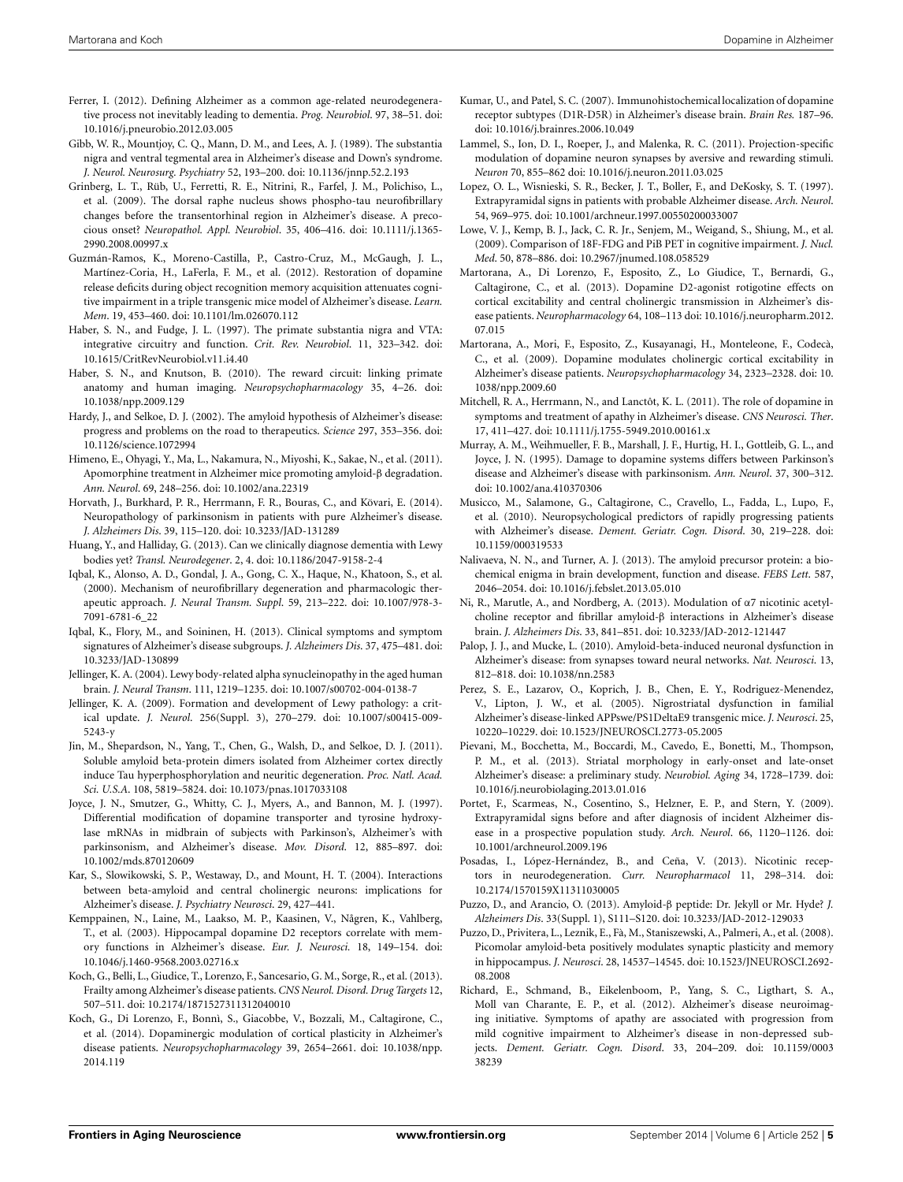Ferrer, I. (2012). Defining Alzheimer as a common age-related neurodegenerative process not inevitably leading to dementia. *Prog. Neurobiol*. 97, 38–51. doi: 10.1016/j.pneurobio.2012.03.005

Gibb, W. R., Mountjoy, C. Q., Mann, D. M., and Lees, A. J. (1989). The substantia nigra and ventral tegmental area in Alzheimer's disease and Down's syndrome. *J. Neurol. Neurosurg. Psychiatry* 52, 193–200. doi: 10.1136/jnnp.52.2.193

Grinberg, L. T., Rüb, U., Ferretti, R. E., Nitrini, R., Farfel, J. M., Polichiso, L., et al. (2009). The dorsal raphe nucleus shows phospho-tau neurofibrillary changes before the transentorhinal region in Alzheimer's disease. A precocious onset? *Neuropathol. Appl. Neurobiol*. 35, 406–416. doi: 10.1111/j.1365-2990.2008.00997.x

Guzmán-Ramos, K., Moreno-Castilla, P., Castro-Cruz, M., McGaugh, J. L., Martínez-Coria, H., LaFerla, F. M., et al. (2012). Restoration of dopamine release deficits during object recognition memory acquisition attenuates cognitive impairment in a triple transgenic mice model of Alzheimer's disease. *Learn. Mem*. 19, 453–460. doi: 10.1101/lm.026070.112

Haber, S. N., and Fudge, J. L. (1997). The primate substantia nigra and VTA: integrative circuitry and function. *Crit. Rev. Neurobiol*. 11, 323–342. doi: 10.1615/CritRevNeurobiol.v11.i4.40

Haber, S. N., and Knutson, B. (2010). The reward circuit: linking primate anatomy and human imaging. *Neuropsychopharmacology* 35, 4–26. doi: 10.1038/npp.2009.129

Hardy, J., and Selkoe, D. J. (2002). The amyloid hypothesis of Alzheimer's disease: progress and problems on the road to therapeutics. *Science* 297, 353–356. doi: 10.1126/science.1072994

Himeno, E., Ohyagi, Y., Ma, L., Nakamura, N., Miyoshi, K., Sakae, N., et al. (2011). Apomorphine treatment in Alzheimer mice promoting amyloid-β degradation. *Ann. Neurol*. 69, 248–256. doi: 10.1002/ana.22319

Horvath, J., Burkhard, P. R., Herrmann, F. R., Bouras, C., and Kövari, E. (2014). Neuropathology of parkinsonism in patients with pure Alzheimer's disease. *J. Alzheimers Dis*. 39, 115–120. doi: 10.3233/JAD-131289

Huang, Y., and Halliday, G. (2013). Can we clinically diagnose dementia with Lewy bodies yet? *Transl. Neurodegener*. 2, 4. doi: 10.1186/2047-9158-2-4

Iqbal, K., Alonso, A. D., Gondal, J. A., Gong, C. X., Haque, N., Khatoon, S., et al. (2000). Mechanism of neurofibrillary degeneration and pharmacologic therapeutic approach. *J. Neural Transm. Suppl*. 59, 213–222. doi: 10.1007/978-3-7091-6781-6_22

Iqbal, K., Flory, M., and Soininen, H. (2013). Clinical symptoms and symptom signatures of Alzheimer's disease subgroups. *J. Alzheimers Dis*. 37, 475–481. doi: 10.3233/JAD-130899

Jellinger, K. A. (2004). Lewy body-related alpha synucleinopathy in the aged human brain. *J. Neural Transm*. 111, 1219–1235. doi: 10.1007/s00702-004-0138-7

Jellinger, K. A. (2009). Formation and development of Lewy pathology: a critical update. *J. Neurol*. 256(Suppl. 3), 270–279. doi: 10.1007/s00415-009-5243-y

Jin, M., Shepardson, N., Yang, T., Chen, G., Walsh, D., and Selkoe, D. J. (2011). Soluble amyloid beta-protein dimers isolated from Alzheimer cortex directly induce Tau hyperphosphorylation and neuritic degeneration. *Proc. Natl. Acad. Sci. U.S.A*. 108, 5819–5824. doi: 10.1073/pnas.1017033108

Joyce, J. N., Smutzer, G., Whitty, C. J., Myers, A., and Bannon, M. J. (1997). Differential modification of dopamine transporter and tyrosine hydroxylase mRNAs in midbrain of subjects with Parkinson's, Alzheimer's with parkinsonism, and Alzheimer's disease. *Mov. Disord*. 12, 885–897. doi: 10.1002/mds.870120609

Kar, S., Slowikowski, S. P., Westaway, D., and Mount, H. T. (2004). Interactions between beta-amyloid and central cholinergic neurons: implications for Alzheimer's disease. *J. Psychiatry Neurosci*. 29, 427–441.

Kemppainen, N., Laine, M., Laakso, M. P., Kaasinen, V., Någren, K., Vahlberg, T., et al. (2003). Hippocampal dopamine D2 receptors correlate with memory functions in Alzheimer's disease. *Eur. J. Neurosci*. 18, 149–154. doi: 10.1046/j.1460-9568.2003.02716.x

Koch, G., Belli, L., Giudice, T., Lorenzo, F., Sancesario, G. M., Sorge, R., et al. (2013). Frailty among Alzheimer's disease patients. *CNS Neurol. Disord. Drug Targets* 12, 507–511. doi: 10.2174/1871527311312040010

Koch, G., Di Lorenzo, F., Bonnì, S., Giacobbe, V., Bozzali, M., Caltagirone, C., et al. (2014). Dopaminergic modulation of cortical plasticity in Alzheimer's disease patients. *Neuropsychopharmacology* 39, 2654–2661. doi: 10.1038/npp.2014.119

Kumar, U., and Patel, S. C. (2007). Immunohistochemical localization of dopamine receptor subtypes (D1R-D5R) in Alzheimer's disease brain. *Brain Res*. 187–96. doi: 10.1016/j.brainres.2006.10.049

Lammel, S., Ion, D. I., Roeper, J., and Malenka, R. C. (2011). Projection-specific modulation of dopamine neuron synapses by aversive and rewarding stimuli. *Neuron* 70, 855–862 doi: 10.1016/j.neuron.2011.03.025

Lopez, O. L., Wisnieski, S. R., Becker, J. T., Boller, F., and DeKosky, S. T. (1997). Extrapyramidal signs in patients with probable Alzheimer disease. *Arch. Neurol*. 54, 969–975. doi: 10.1001/archneur.1997.00550200033007

Lowe, V. J., Kemp, B. J., Jack, C. R. Jr., Senjem, M., Weigand, S., Shiung, M., et al. (2009). Comparison of 18F-FDG and PiB PET in cognitive impairment. *J. Nucl. Med*. 50, 878–886. doi: 10.2967/jnumed.108.058529

Martorana, A., Di Lorenzo, F., Esposito, Z., Lo Giudice, T., Bernardi, G., Caltagirone, C., et al. (2013). Dopamine D2-agonist rotigotine effects on cortical excitability and central cholinergic transmission in Alzheimer's disease patients. *Neuropharmacology* 64, 108–113 doi: 10.1016/j.neuropharm.2012.07.015

Martorana, A., Mori, F., Esposito, Z., Kusayanagi, H., Monteleone, F., Codecà, C., et al. (2009). Dopamine modulates cholinergic cortical excitability in Alzheimer's disease patients. *Neuropsychopharmacology* 34, 2323–2328. doi: 10.1038/npp.2009.60

Mitchell, R. A., Herrmann, N., and Lanctôt, K. L. (2011). The role of dopamine in symptoms and treatment of apathy in Alzheimer's disease. *CNS Neurosci. Ther*. 17, 411–427. doi: 10.1111/j.1755-5949.2010.00161.x

Murray, A. M., Weihmueller, F. B., Marshall, J. F., Hurtig, H. I., Gottleib, G. L., and Joyce, J. N. (1995). Damage to dopamine systems differs between Parkinson's disease and Alzheimer's disease with parkinsonism. *Ann. Neurol*. 37, 300–312. doi: 10.1002/ana.410370306

Musicco, M., Salamone, G., Caltagirone, C., Cravello, L., Fadda, L., Lupo, F., et al. (2010). Neuropsychological predictors of rapidly progressing patients with Alzheimer's disease. *Dement. Geriatr. Cogn. Disord*. 30, 219–228. doi: 10.1159/000319533

Nalivaeva, N. N., and Turner, A. J. (2013). The amyloid precursor protein: a biochemical enigma in brain development, function and disease. *FEBS Lett*. 587, 2046–2054. doi: 10.1016/j.febslet.2013.05.010

Ni, R., Marutle, A., and Nordberg, A. (2013). Modulation of α7 nicotinic acetylcholine receptor and fibrillar amyloid-β interactions in Alzheimer's disease brain. *J. Alzheimers Dis*. 33, 841–851. doi: 10.3233/JAD-2012-121447

Palop, J. J., and Mucke, L. (2010). Amyloid-beta-induced neuronal dysfunction in Alzheimer's disease: from synapses toward neural networks. *Nat. Neurosci*. 13, 812–818. doi: 10.1038/nn.2583

Perez, S. E., Lazarov, O., Koprich, J. B., Chen, E. Y., Rodriguez-Menendez, V., Lipton, J. W., et al. (2005). Nigrostriatal dysfunction in familial Alzheimer's disease-linked APPswe/PS1DeltaE9 transgenic mice. *J. Neurosci*. 25, 10220–10229. doi: 10.1523/JNEUROSCI.2773-05.2005

Pievani, M., Bocchetta, M., Boccardi, M., Cavedo, E., Bonetti, M., Thompson, P. M., et al. (2013). Striatal morphology in early-onset and late-onset Alzheimer's disease: a preliminary study. *Neurobiol. Aging* 34, 1728–1739. doi: 10.1016/j.neurobiolaging.2013.01.016

Portet, F., Scarmeas, N., Cosentino, S., Helzner, E. P., and Stern, Y. (2009). Extrapyramidal signs before and after diagnosis of incident Alzheimer disease in a prospective population study. *Arch. Neurol*. 66, 1120–1126. doi: 10.1001/archneurol.2009.196

Posadas, I., López-Hernández, B., and Ceña, V. (2013). Nicotinic receptors in neurodegeneration. *Curr. Neuropharmacol* 11, 298–314. doi: 10.2174/1570159X11311030005

Puzzo, D., and Arancio, O. (2013). Amyloid-β peptide: Dr. Jekyll or Mr. Hyde? *J. Alzheimers Dis*. 33(Suppl. 1), S111–S120. doi: 10.3233/JAD-2012-129033

Puzzo, D., Privitera, L., Leznik, E., Fà, M., Staniszewski, A., Palmeri, A., et al. (2008). Picomolar amyloid-beta positively modulates synaptic plasticity and memory in hippocampus. *J. Neurosci*. 28, 14537–14545. doi: 10.1523/JNEUROSCI.2692-08.2008

Richard, E., Schmand, B., Eikelenboom, P., Yang, S. C., Ligthart, S. A., Moll van Charante, E. P., et al. (2012). Alzheimer's disease neuroimaging initiative. Symptoms of apathy are associated with progression from mild cognitive impairment to Alzheimer's disease in non-depressed subjects. *Dement. Geriatr. Cogn. Disord*. 33, 204–209. doi: 10.1159/000338239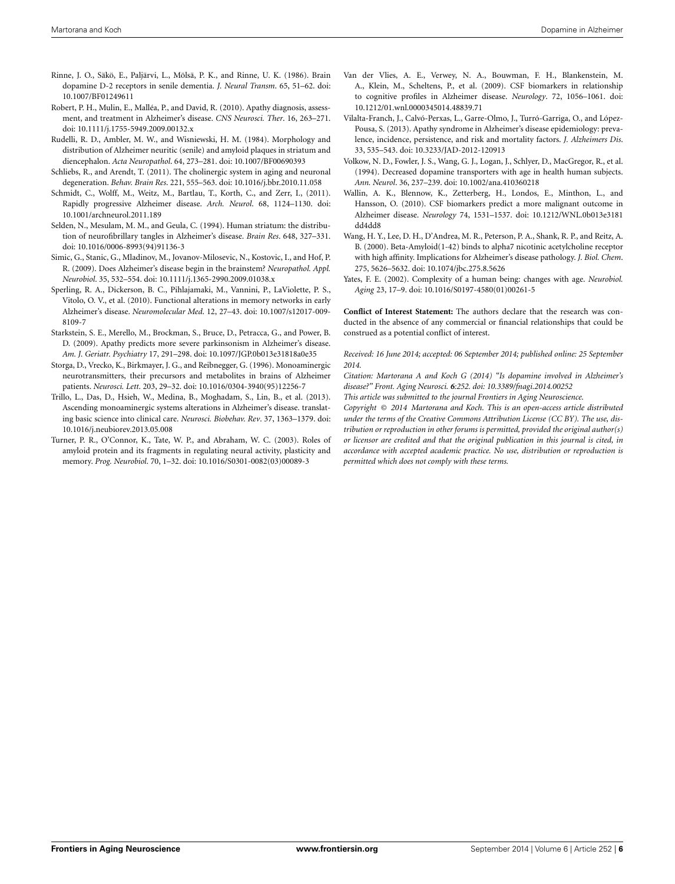Rinne, J. O., Säkö, E., Paljärvi, L., Mölsä, P. K., and Rinne, U. K. (1986). Brain dopamine D-2 receptors in senile dementia. *J. Neural Transm*. 65, 51–62. doi: 10.1007/BF01249611

Robert, P. H., Mulin, E., Malléa, P., and David, R. (2010). Apathy diagnosis, assessment, and treatment in Alzheimer's disease. *CNS Neurosci. Ther*. 16, 263–271. doi: 10.1111/j.1755-5949.2009.00132.x

Rudelli, R. D., Ambler, M. W., and Wisniewski, H. M. (1984). Morphology and distribution of Alzheimer neuritic (senile) and amyloid plaques in striatum and diencephalon. *Acta Neuropathol*. 64, 273–281. doi: 10.1007/BF00690393

Schliebs, R., and Arendt, T. (2011). The cholinergic system in aging and neuronal degeneration. *Behav. Brain Res*. 221, 555–563. doi: 10.1016/j.bbr.2010.11.058

Schmidt, C., Wolff, M., Weitz, M., Bartlau, T., Korth, C., and Zerr, I., (2011). Rapidly progressive Alzheimer disease. *Arch. Neurol*. 68, 1124–1130. doi: 10.1001/archneurol.2011.189

Selden, N., Mesulam, M. M., and Geula, C. (1994). Human striatum: the distribution of neurofibrillary tangles in Alzheimer's disease. *Brain Res*. 648, 327–331. doi: 10.1016/0006-8993(94)91136-3

Simic, G., Stanic, G., Mladinov, M., Jovanov-Milosevic, N., Kostovic, I., and Hof, P. R. (2009). Does Alzheimer's disease begin in the brainstem? *Neuropathol. Appl. Neurobiol*. 35, 532–554. doi: 10.1111/j.1365-2990.2009.01038.x

Sperling, R. A., Dickerson, B. C., Pihlajamaki, M., Vannini, P., LaViolette, P. S., Vitolo, O. V., et al. (2010). Functional alterations in memory networks in early Alzheimer's disease. *Neuromolecular Med*. 12, 27–43. doi: 10.1007/s12017-009-8109-7

Starkstein, S. E., Merello, M., Brockman, S., Bruce, D., Petracca, G., and Power, B. D. (2009). Apathy predicts more severe parkinsonism in Alzheimer's disease. *Am. J. Geriatr. Psychiatry* 17, 291–298. doi: 10.1097/JGP.0b013e31818a0e35

Storga, D., Vrecko, K., Birkmayer, J. G., and Reibnegger, G. (1996). Monoaminergic neurotransmitters, their precursors and metabolites in brains of Alzheimer patients. *Neurosci. Lett*. 203, 29–32. doi: 10.1016/0304-3940(95)12256-7

Trillo, L., Das, D., Hsieh, W., Medina, B., Moghadam, S., Lin, B., et al. (2013). Ascending monoaminergic systems alterations in Alzheimer's disease. translating basic science into clinical care. *Neurosci. Biobehav. Rev*. 37, 1363–1379. doi: 10.1016/j.neubiorev.2013.05.008

Turner, P. R., O'Connor, K., Tate, W. P., and Abraham, W. C. (2003). Roles of amyloid protein and its fragments in regulating neural activity, plasticity and memory. *Prog. Neurobiol*. 70, 1–32. doi: 10.1016/S0301-0082(03)00089-3

Van der Vlies, A. E., Verwey, N. A., Bouwman, F. H., Blankenstein, M. A., Klein, M., Scheltens, P., et al. (2009). CSF biomarkers in relationship to cognitive profiles in Alzheimer disease. *Neurology*. 72, 1056–1061. doi: 10.1212/01.wnl.0000345014.48839.71

Vilalta-Franch, J., Calvó-Perxas, L., Garre-Olmo, J., Turró-Garriga, O., and López-Pousa, S. (2013). Apathy syndrome in Alzheimer's disease epidemiology: prevalence, incidence, persistence, and risk and mortality factors. *J. Alzheimers Dis*. 33, 535–543. doi: 10.3233/JAD-2012-120913

Volkow, N. D., Fowler, J. S., Wang, G. J., Logan, J., Schlyer, D., MacGregor, R., et al. (1994). Decreased dopamine transporters with age in health human subjects. *Ann. Neurol*. 36, 237–239. doi: 10.1002/ana.410360218

Wallin, A. K., Blennow, K., Zetterberg, H., Londos, E., Minthon, L., and Hansson, O. (2010). CSF biomarkers predict a more malignant outcome in Alzheimer disease. *Neurology* 74, 1531–1537. doi: 10.1212/WNL.0b013e3181dd4dd8

Wang, H. Y., Lee, D. H., D'Andrea, M. R., Peterson, P. A., Shank, R. P., and Reitz, A. B. (2000). Beta-Amyloid(1-42) binds to alpha7 nicotinic acetylcholine receptor with high affinity. Implications for Alzheimer's disease pathology. *J. Biol. Chem*. 275, 5626–5632. doi: 10.1074/jbc.275.8.5626

Yates, F. E. (2002). Complexity of a human being: changes with age. *Neurobiol. Aging* 23, 17–9. doi: 10.1016/S0197-4580(01)00261-5

**Conflict of Interest Statement:** The authors declare that the research was conducted in the absence of any commercial or financial relationships that could be construed as a potential conflict of interest.

*Received: 16 June 2014; accepted: 06 September 2014; published online: 25 September 2014.*

*Citation: Martorana A and Koch G (2014) "Is dopamine involved in Alzheimer's disease?" Front. Aging Neurosci.* ***6****:252. doi: 10.3389/fnagi.2014.00252*

*This article was submitted to the journal Frontiers in Aging Neuroscience.*

*Copyright © 2014 Martorana and Koch. This is an open-access article distributed under the terms of the Creative Commons Attribution License (CC BY). The use, distribution or reproduction in other forums is permitted, provided the original author(s) or licensor are credited and that the original publication in this journal is cited, in accordance with accepted academic practice. No use, distribution or reproduction is permitted which does not comply with these terms.*